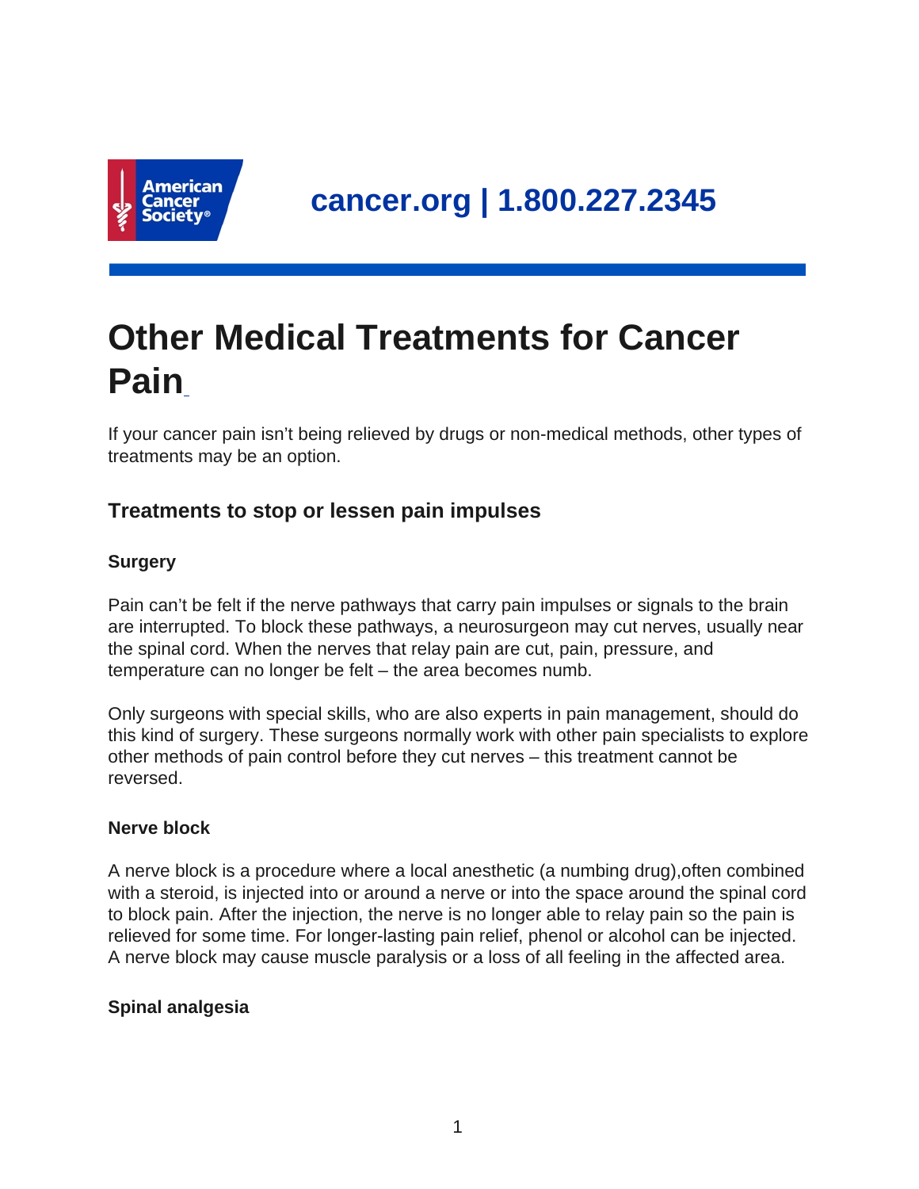cancer.org | 1.800.227.2345

# Other Medical Treatments for Cancer Pain

If your cancer pain isn't being relieved by drugs or non-medical methods, other types of treatments may be an option.

## Treatments to stop or lessen pain impulses

### Surgery

Pain can't be felt if the nerve pathways that carry pain impulses or signals to the brain are interrupted. To block these pathways, a neurosurgeon may cut nerves, usually near the spinal cord. When the nerves that relay pain are cut, pain, pressure, and temperature can no longer be felt – the area becomes numb.

Only surgeons with special skills, who are also experts in pain management, should do this kind of surgery. These surgeons normally work with other pain specialists to explore other methods of pain control before they cut nerves – this treatment cannot be reversed.

### Nerve block

A nerve block is a procedure where a local anesthetic (a numbing drug),often combined with a steroid, is injected into or around a nerve or into the space around the spinal cord to block pain. After the injection, the nerve is no longer able to relay pain so the pain is relieved for some time. For longer-lasting pain relief, phenol or alcohol can be injected. A nerve block may cause muscle paralysis or a loss of all feeling in the affected area.

### Spinal analgesia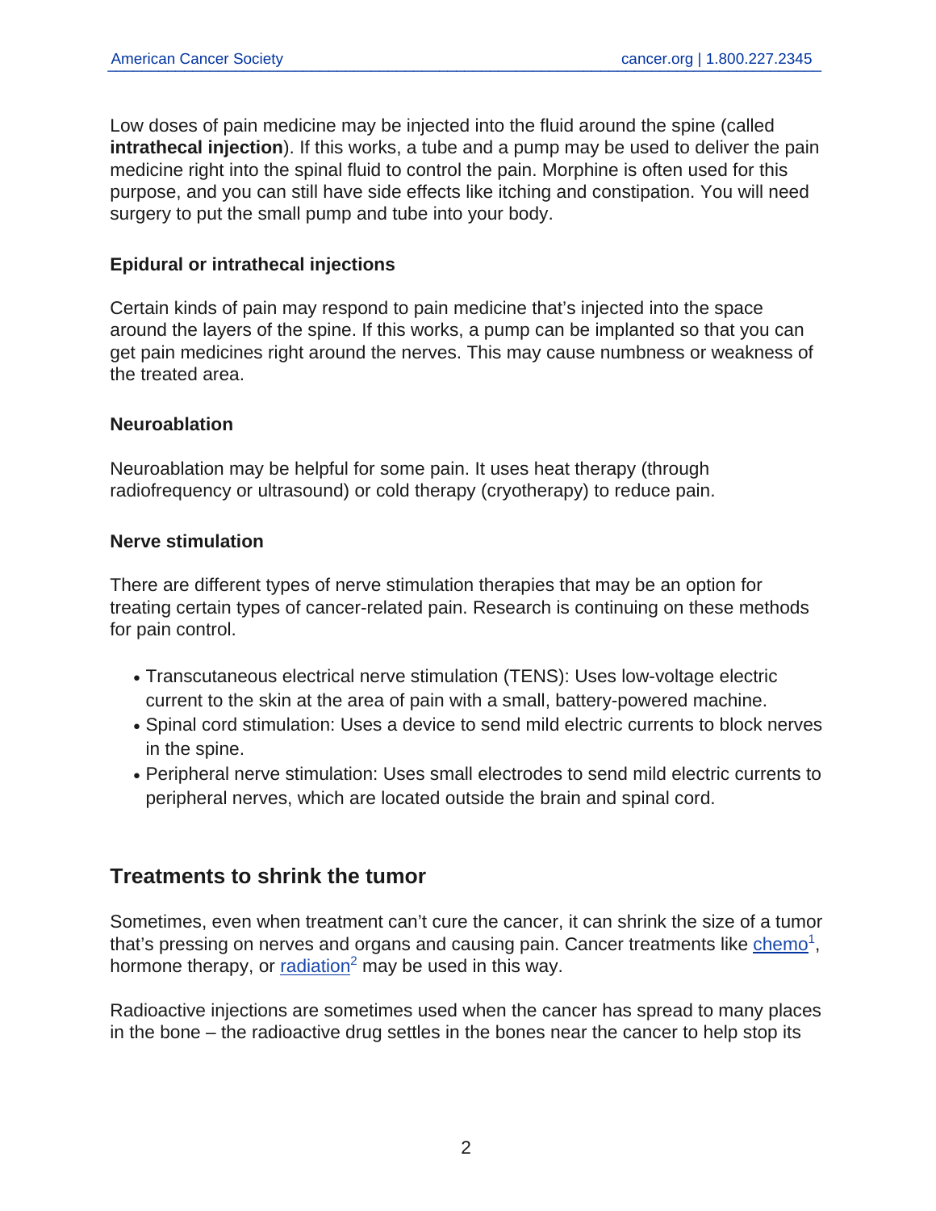Low doses of pain medicine may be injected into the fluid around the spine (called **intrathecal injection**). If this works, a tube and a pump may be used to deliver the pain medicine right into the spinal fluid to control the pain. Morphine is often used for this purpose, and you can still have side effects like itching and constipation. You will need surgery to put the small pump and tube into your body.

#### Epidural or intrathecal injections

Certain kinds of pain may respond to pain medicine that's injected into the space around the layers of the spine. If this works, a pump can be implanted so that you can get pain medicines right around the nerves. This may cause numbness or weakness of the treated area.

#### Neuroablation

Neuroablation may be helpful for some pain. It uses heat therapy (through radiofrequency or ultrasound) or cold therapy (cryotherapy) to reduce pain.

#### Nerve stimulation

There are different types of nerve stimulation therapies that may be an option for treating certain types of cancer-related pain. Research is continuing on these methods for pain control.

- Transcutaneous electrical nerve stimulation (TENS): Uses low-voltage electric current to the skin at the area of pain with a small, battery-powered machine.
- Spinal cord stimulation: Uses a device to send mild electric currents to block nerves in the spine.
- Peripheral nerve stimulation: Uses small electrodes to send mild electric currents to peripheral nerves, which are located outside the brain and spinal cord.

## Treatments to shrink the tumor

Sometimes, even when treatment can't cure the cancer, it can shrink the size of a tumor that's pressing on nerves and organs and causing pain. Cancer treatments like chemo[1], hormone therapy, or radiation[2] may be used in this way.

Radioactive injections are sometimes used when the cancer has spread to many places in the bone – the radioactive drug settles in the bones near the cancer to help stop its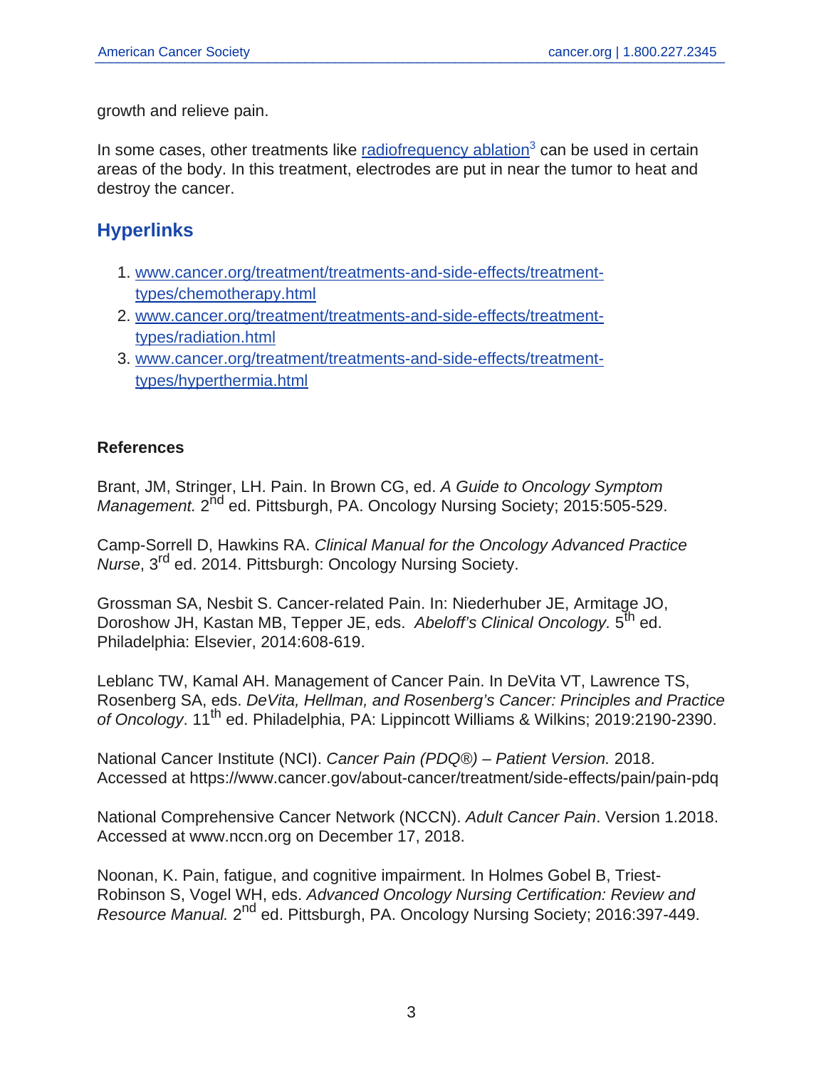growth and relieve pain.

In some cases, other treatments like radiofrequency ablation[3] can be used in certain areas of the body. In this treatment, electrodes are put in near the tumor to heat and destroy the cancer.

## Hyperlinks

1. www.cancer.org/treatment/treatments-and-side-effects/treatment-types/chemotherapy.html
2. www.cancer.org/treatment/treatments-and-side-effects/treatment-types/radiation.html
3. www.cancer.org/treatment/treatments-and-side-effects/treatment-types/hyperthermia.html

**References**

Brant, JM, Stringer, LH. Pain. In Brown CG, ed. *A Guide to Oncology Symptom Management.* 2nd ed. Pittsburgh, PA. Oncology Nursing Society; 2015:505-529.

Camp-Sorrell D, Hawkins RA. *Clinical Manual for the Oncology Advanced Practice Nurse*, 3rd ed. 2014. Pittsburgh: Oncology Nursing Society.

Grossman SA, Nesbit S. Cancer-related Pain. In: Niederhuber JE, Armitage JO, Doroshow JH, Kastan MB, Tepper JE, eds. *Abeloff's Clinical Oncology.* 5th ed. Philadelphia: Elsevier, 2014:608-619.

Leblanc TW, Kamal AH. Management of Cancer Pain. In DeVita VT, Lawrence TS, Rosenberg SA, eds. *DeVita, Hellman, and Rosenberg's Cancer: Principles and Practice of Oncology*. 11th ed. Philadelphia, PA: Lippincott Williams & Wilkins; 2019:2190-2390.

National Cancer Institute (NCI). *Cancer Pain (PDQ®) – Patient Version.* 2018. Accessed at https://www.cancer.gov/about-cancer/treatment/side-effects/pain/pain-pdq

National Comprehensive Cancer Network (NCCN). *Adult Cancer Pain*. Version 1.2018. Accessed at www.nccn.org on December 17, 2018.

Noonan, K. Pain, fatigue, and cognitive impairment. In Holmes Gobel B, Triest-Robinson S, Vogel WH, eds. *Advanced Oncology Nursing Certification: Review and Resource Manual.* 2nd ed. Pittsburgh, PA. Oncology Nursing Society; 2016:397-449.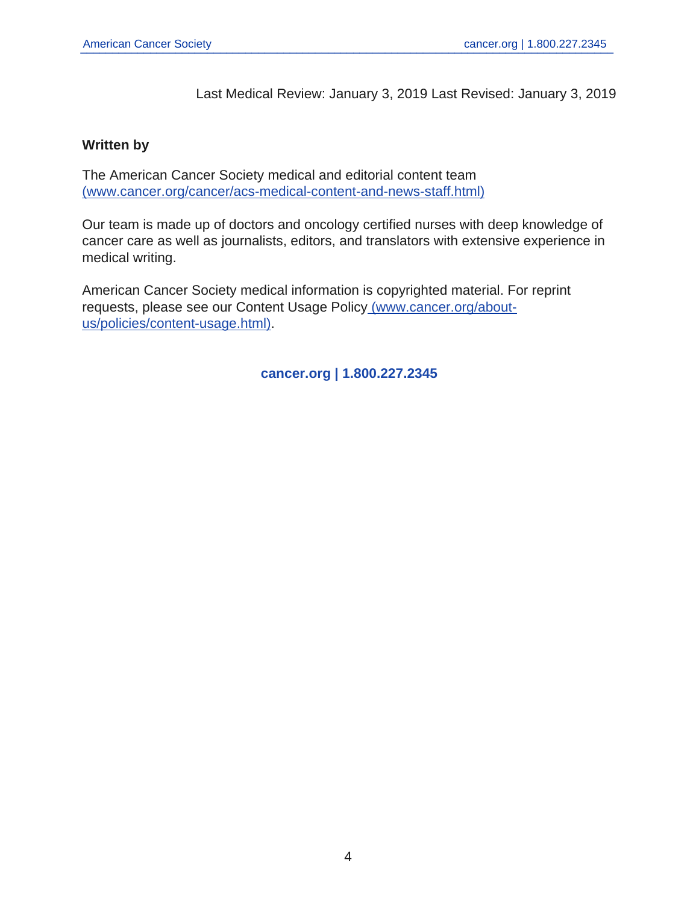Last Medical Review: January 3, 2019 Last Revised: January 3, 2019

**Written by**

The American Cancer Society medical and editorial content team (www.cancer.org/cancer/acs-medical-content-and-news-staff.html)

Our team is made up of doctors and oncology certified nurses with deep knowledge of cancer care as well as journalists, editors, and translators with extensive experience in medical writing.

American Cancer Society medical information is copyrighted material. For reprint requests, please see our Content Usage Policy (www.cancer.org/about-us/policies/content-usage.html).

**cancer.org | 1.800.227.2345**